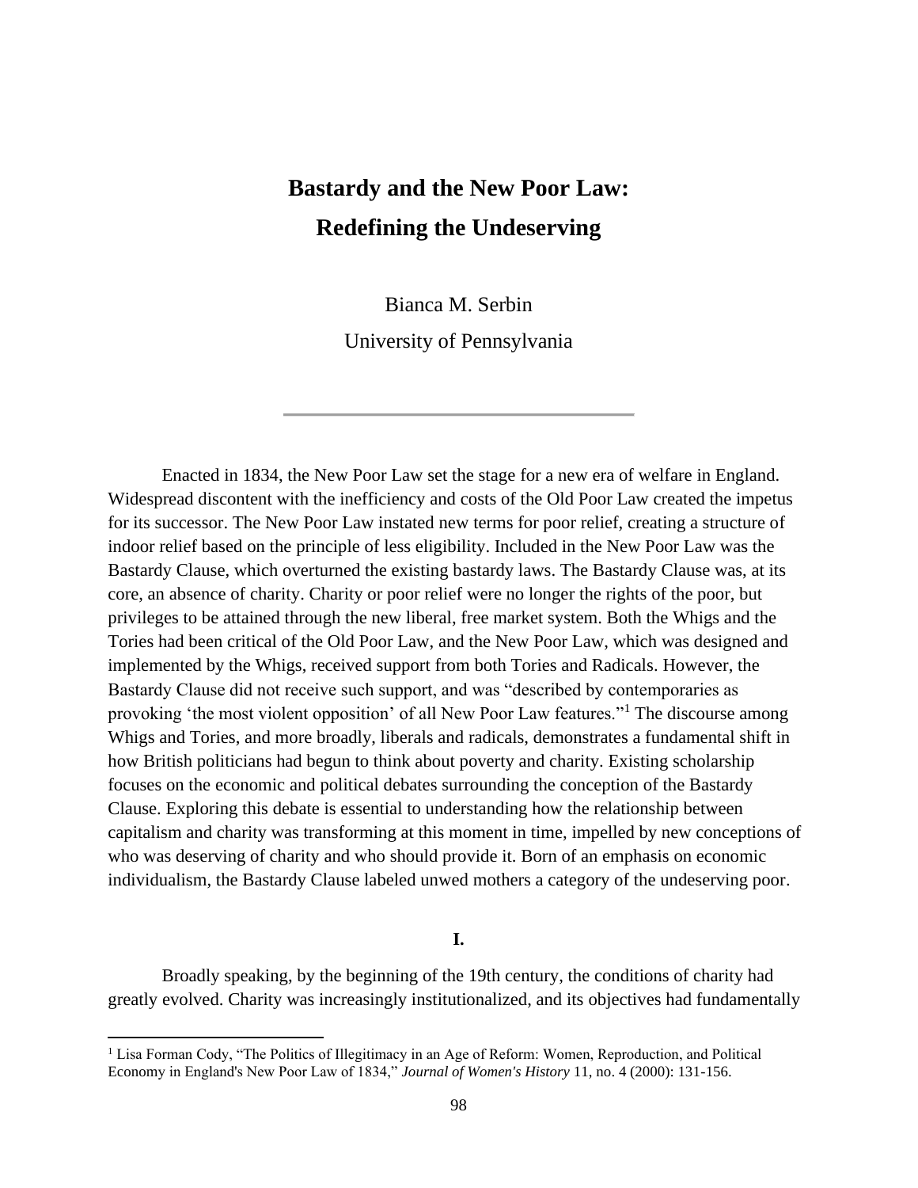# Bastardy and the New Poor Law: Redefining the Undeserving

Bianca M. Serbin

University of Pennsylvania

---

Enacted in 1834, the New Poor Law set the stage for a new era of welfare in England. Widespread discontent with the inefficiency and costs of the Old Poor Law created the impetus for its successor. The New Poor Law instated new terms for poor relief, creating a structure of indoor relief based on the principle of less eligibility. Included in the New Poor Law was the Bastardy Clause, which overturned the existing bastardy laws. The Bastardy Clause was, at its core, an absence of charity. Charity or poor relief were no longer the rights of the poor, but privileges to be attained through the new liberal, free market system. Both the Whigs and the Tories had been critical of the Old Poor Law, and the New Poor Law, which was designed and implemented by the Whigs, received support from both Tories and Radicals. However, the Bastardy Clause did not receive such support, and was "described by contemporaries as provoking 'the most violent opposition' of all New Poor Law features."[1] The discourse among Whigs and Tories, and more broadly, liberals and radicals, demonstrates a fundamental shift in how British politicians had begun to think about poverty and charity. Existing scholarship focuses on the economic and political debates surrounding the conception of the Bastardy Clause. Exploring this debate is essential to understanding how the relationship between capitalism and charity was transforming at this moment in time, impelled by new conceptions of who was deserving of charity and who should provide it. Born of an emphasis on economic individualism, the Bastardy Clause labeled unwed mothers a category of the undeserving poor.

## I.

Broadly speaking, by the beginning of the 19th century, the conditions of charity had greatly evolved. Charity was increasingly institutionalized, and its objectives had fundamentally

---

[1] Lisa Forman Cody, "The Politics of Illegitimacy in an Age of Reform: Women, Reproduction, and Political Economy in England's New Poor Law of 1834," *Journal of Women's History* 11, no. 4 (2000): 131-156.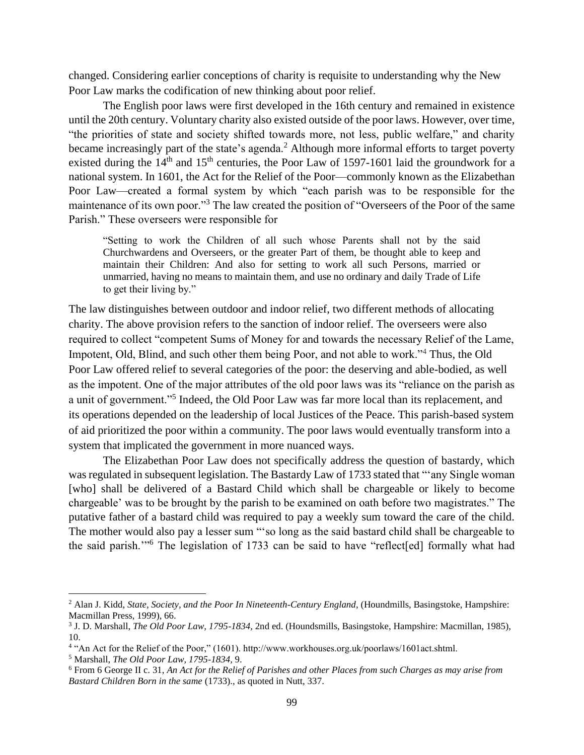changed. Considering earlier conceptions of charity is requisite to understanding why the New Poor Law marks the codification of new thinking about poor relief.

The English poor laws were first developed in the 16th century and remained in existence until the 20th century. Voluntary charity also existed outside of the poor laws. However, over time, "the priorities of state and society shifted towards more, not less, public welfare," and charity became increasingly part of the state's agenda.[2] Although more informal efforts to target poverty existed during the 14th and 15th centuries, the Poor Law of 1597-1601 laid the groundwork for a national system. In 1601, the Act for the Relief of the Poor—commonly known as the Elizabethan Poor Law—created a formal system by which "each parish was to be responsible for the maintenance of its own poor."[3] The law created the position of "Overseers of the Poor of the same Parish." These overseers were responsible for

> "Setting to work the Children of all such whose Parents shall not by the said Churchwardens and Overseers, or the greater Part of them, be thought able to keep and maintain their Children: And also for setting to work all such Persons, married or unmarried, having no means to maintain them, and use no ordinary and daily Trade of Life to get their living by."

The law distinguishes between outdoor and indoor relief, two different methods of allocating charity. The above provision refers to the sanction of indoor relief. The overseers were also required to collect "competent Sums of Money for and towards the necessary Relief of the Lame, Impotent, Old, Blind, and such other them being Poor, and not able to work."[4] Thus, the Old Poor Law offered relief to several categories of the poor: the deserving and able-bodied, as well as the impotent. One of the major attributes of the old poor laws was its "reliance on the parish as a unit of government."[5] Indeed, the Old Poor Law was far more local than its replacement, and its operations depended on the leadership of local Justices of the Peace. This parish-based system of aid prioritized the poor within a community. The poor laws would eventually transform into a system that implicated the government in more nuanced ways.

The Elizabethan Poor Law does not specifically address the question of bastardy, which was regulated in subsequent legislation. The Bastardy Law of 1733 stated that "'any Single woman [who] shall be delivered of a Bastard Child which shall be chargeable or likely to become chargeable' was to be brought by the parish to be examined on oath before two magistrates." The putative father of a bastard child was required to pay a weekly sum toward the care of the child. The mother would also pay a lesser sum "'so long as the said bastard child shall be chargeable to the said parish.'"[6] The legislation of 1733 can be said to have "reflect[ed] formally what had

---

[2] Alan J. Kidd, *State, Society, and the Poor In Nineteenth-Century England*, (Houndmills, Basingstoke, Hampshire: Macmillan Press, 1999), 66.

[3] J. D. Marshall, *The Old Poor Law, 1795-1834*, 2nd ed. (Houndsmills, Basingstoke, Hampshire: Macmillan, 1985), 10.

[4] "An Act for the Relief of the Poor," (1601). http://www.workhouses.org.uk/poorlaws/1601act.shtml.

[5] Marshall, *The Old Poor Law, 1795-1834*, 9.

[6] From 6 George II c. 31, *An Act for the Relief of Parishes and other Places from such Charges as may arise from Bastard Children Born in the same* (1733)., as quoted in Nutt, 337.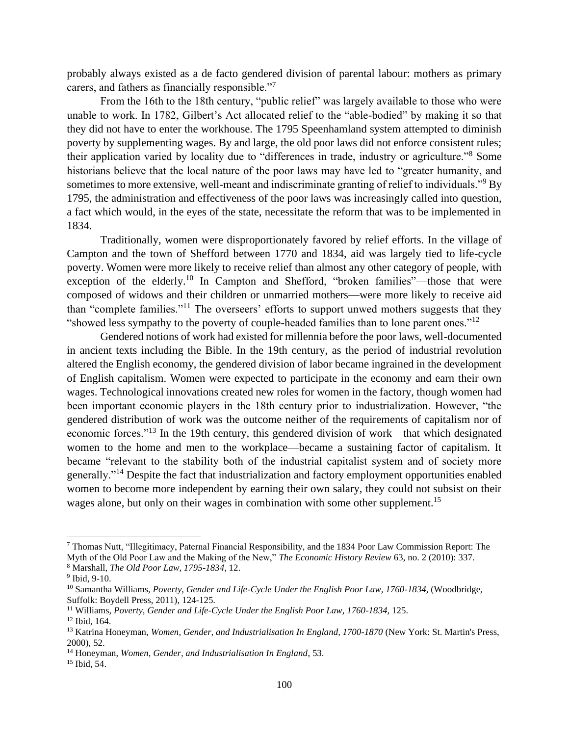probably always existed as a de facto gendered division of parental labour: mothers as primary carers, and fathers as financially responsible."[7]

From the 16th to the 18th century, "public relief" was largely available to those who were unable to work. In 1782, Gilbert's Act allocated relief to the "able-bodied" by making it so that they did not have to enter the workhouse. The 1795 Speenhamland system attempted to diminish poverty by supplementing wages. By and large, the old poor laws did not enforce consistent rules; their application varied by locality due to "differences in trade, industry or agriculture."[8] Some historians believe that the local nature of the poor laws may have led to "greater humanity, and sometimes to more extensive, well-meant and indiscriminate granting of relief to individuals."[9] By 1795, the administration and effectiveness of the poor laws was increasingly called into question, a fact which would, in the eyes of the state, necessitate the reform that was to be implemented in 1834.

Traditionally, women were disproportionately favored by relief efforts. In the village of Campton and the town of Shefford between 1770 and 1834, aid was largely tied to life-cycle poverty. Women were more likely to receive relief than almost any other category of people, with exception of the elderly.[10] In Campton and Shefford, "broken families"—those that were composed of widows and their children or unmarried mothers—were more likely to receive aid than "complete families."[11] The overseers' efforts to support unwed mothers suggests that they "showed less sympathy to the poverty of couple-headed families than to lone parent ones."[12]

Gendered notions of work had existed for millennia before the poor laws, well-documented in ancient texts including the Bible. In the 19th century, as the period of industrial revolution altered the English economy, the gendered division of labor became ingrained in the development of English capitalism. Women were expected to participate in the economy and earn their own wages. Technological innovations created new roles for women in the factory, though women had been important economic players in the 18th century prior to industrialization. However, "the gendered distribution of work was the outcome neither of the requirements of capitalism nor of economic forces."[13] In the 19th century, this gendered division of work—that which designated women to the home and men to the workplace—became a sustaining factor of capitalism. It became "relevant to the stability both of the industrial capitalist system and of society more generally."[14] Despite the fact that industrialization and factory employment opportunities enabled women to become more independent by earning their own salary, they could not subsist on their wages alone, but only on their wages in combination with some other supplement.[15]

---

[7] Thomas Nutt, "Illegitimacy, Paternal Financial Responsibility, and the 1834 Poor Law Commission Report: The Myth of the Old Poor Law and the Making of the New," *The Economic History Review* 63, no. 2 (2010): 337.

[8] Marshall, *The Old Poor Law, 1795-1834*, 12.

[9] Ibid, 9-10.

[10] Samantha Williams, *Poverty, Gender and Life-Cycle Under the English Poor Law, 1760-1834*, (Woodbridge, Suffolk: Boydell Press, 2011), 124-125.

[11] Williams, *Poverty, Gender and Life-Cycle Under the English Poor Law, 1760-1834*, 125.

[12] Ibid, 164.

[13] Katrina Honeyman, *Women, Gender, and Industrialisation In England, 1700-1870* (New York: St. Martin's Press, 2000), 52.

[14] Honeyman, *Women, Gender, and Industrialisation In England*, 53.

[15] Ibid, 54.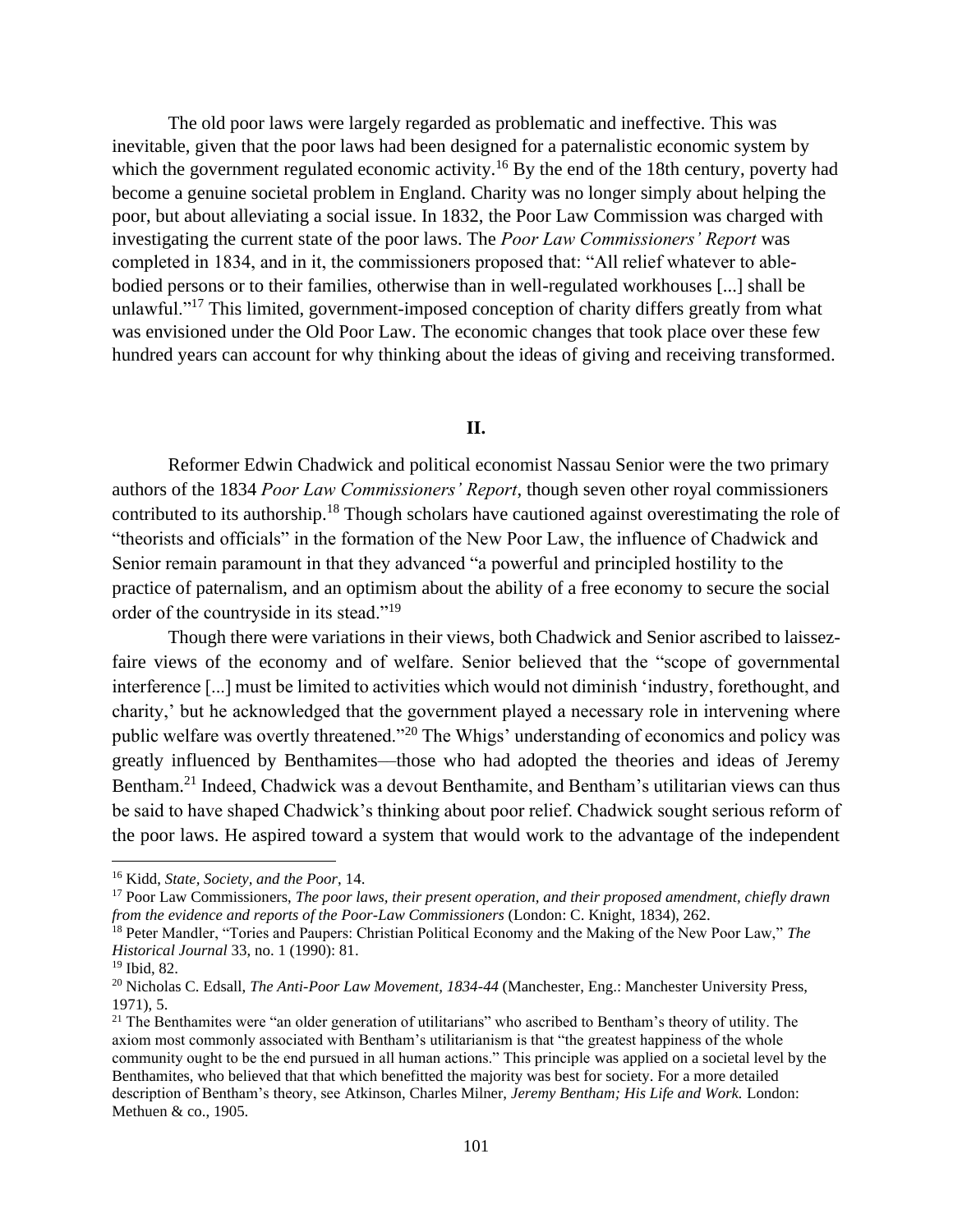The old poor laws were largely regarded as problematic and ineffective. This was inevitable, given that the poor laws had been designed for a paternalistic economic system by which the government regulated economic activity.[16] By the end of the 18th century, poverty had become a genuine societal problem in England. Charity was no longer simply about helping the poor, but about alleviating a social issue. In 1832, the Poor Law Commission was charged with investigating the current state of the poor laws. The *Poor Law Commissioners' Report* was completed in 1834, and in it, the commissioners proposed that: "All relief whatever to able-bodied persons or to their families, otherwise than in well-regulated workhouses [...] shall be unlawful."[17] This limited, government-imposed conception of charity differs greatly from what was envisioned under the Old Poor Law. The economic changes that took place over these few hundred years can account for why thinking about the ideas of giving and receiving transformed.

## II.

Reformer Edwin Chadwick and political economist Nassau Senior were the two primary authors of the 1834 *Poor Law Commissioners' Report*, though seven other royal commissioners contributed to its authorship.[18] Though scholars have cautioned against overestimating the role of "theorists and officials" in the formation of the New Poor Law, the influence of Chadwick and Senior remain paramount in that they advanced "a powerful and principled hostility to the practice of paternalism, and an optimism about the ability of a free economy to secure the social order of the countryside in its stead."[19]

Though there were variations in their views, both Chadwick and Senior ascribed to laissez-faire views of the economy and of welfare. Senior believed that the "scope of governmental interference [...] must be limited to activities which would not diminish 'industry, forethought, and charity,' but he acknowledged that the government played a necessary role in intervening where public welfare was overtly threatened."[20] The Whigs' understanding of economics and policy was greatly influenced by Benthamites—those who had adopted the theories and ideas of Jeremy Bentham.[21] Indeed, Chadwick was a devout Benthamite, and Bentham's utilitarian views can thus be said to have shaped Chadwick's thinking about poor relief. Chadwick sought serious reform of the poor laws. He aspired toward a system that would work to the advantage of the independent

---

[16] Kidd, *State, Society, and the Poor*, 14.

[17] Poor Law Commissioners, *The poor laws, their present operation, and their proposed amendment, chiefly drawn from the evidence and reports of the Poor-Law Commissioners* (London: C. Knight, 1834), 262.

[18] Peter Mandler, "Tories and Paupers: Christian Political Economy and the Making of the New Poor Law," *The Historical Journal* 33, no. 1 (1990): 81.

[19] Ibid, 82.

[20] Nicholas C. Edsall, *The Anti-Poor Law Movement, 1834-44* (Manchester, Eng.: Manchester University Press, 1971), 5.

[21] The Benthamites were "an older generation of utilitarians" who ascribed to Bentham's theory of utility. The axiom most commonly associated with Bentham's utilitarianism is that "the greatest happiness of the whole community ought to be the end pursued in all human actions." This principle was applied on a societal level by the Benthamites, who believed that that which benefitted the majority was best for society. For a more detailed description of Bentham's theory, see Atkinson, Charles Milner, *Jeremy Bentham; His Life and Work.* London: Methuen & co., 1905.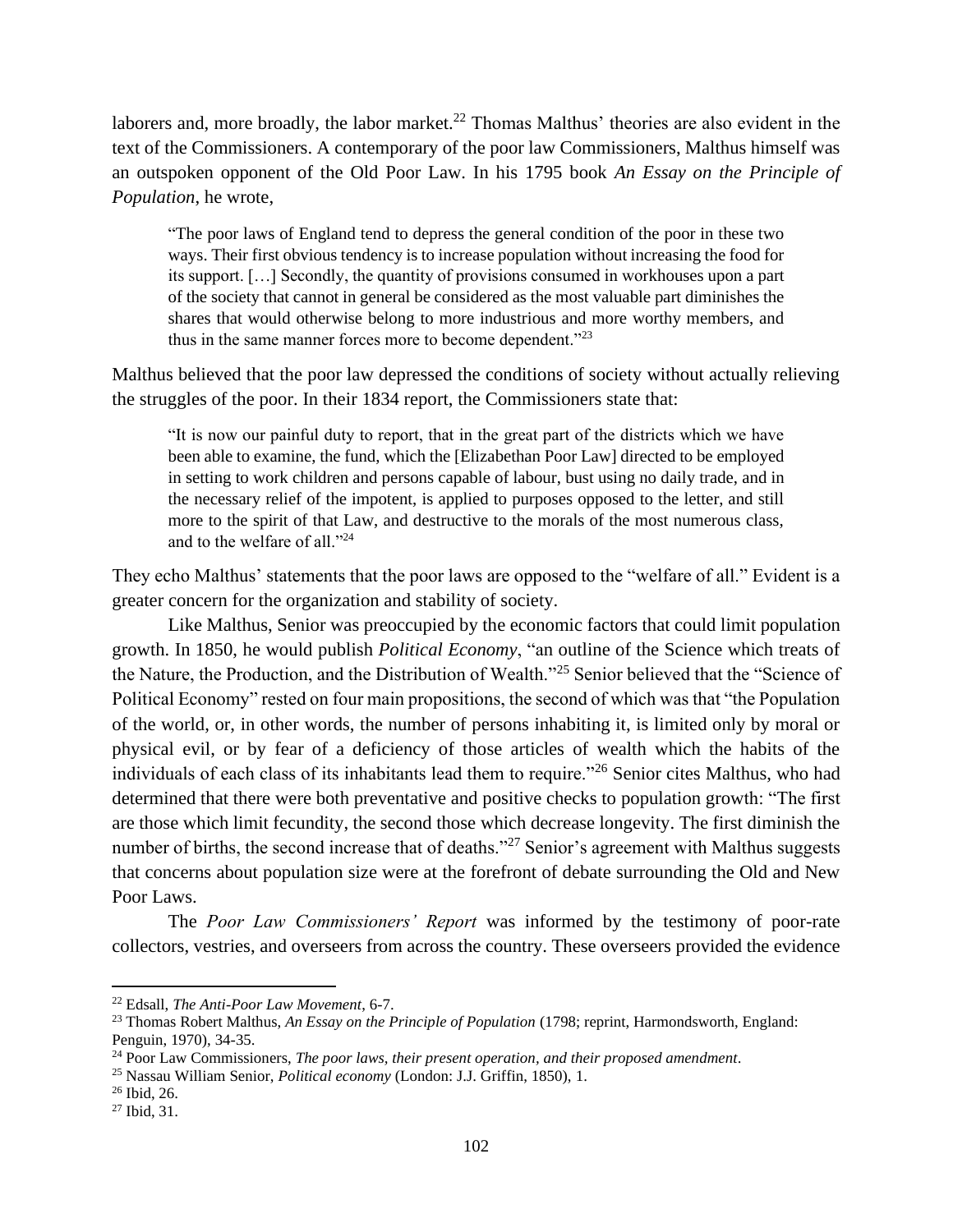laborers and, more broadly, the labor market.[22] Thomas Malthus' theories are also evident in the text of the Commissioners. A contemporary of the poor law Commissioners, Malthus himself was an outspoken opponent of the Old Poor Law. In his 1795 book *An Essay on the Principle of Population*, he wrote,

> "The poor laws of England tend to depress the general condition of the poor in these two ways. Their first obvious tendency is to increase population without increasing the food for its support. […] Secondly, the quantity of provisions consumed in workhouses upon a part of the society that cannot in general be considered as the most valuable part diminishes the shares that would otherwise belong to more industrious and more worthy members, and thus in the same manner forces more to become dependent."[23]

Malthus believed that the poor law depressed the conditions of society without actually relieving the struggles of the poor. In their 1834 report, the Commissioners state that:

> "It is now our painful duty to report, that in the great part of the districts which we have been able to examine, the fund, which the [Elizabethan Poor Law] directed to be employed in setting to work children and persons capable of labour, bust using no daily trade, and in the necessary relief of the impotent, is applied to purposes opposed to the letter, and still more to the spirit of that Law, and destructive to the morals of the most numerous class, and to the welfare of all."[24]

They echo Malthus' statements that the poor laws are opposed to the "welfare of all." Evident is a greater concern for the organization and stability of society.

Like Malthus, Senior was preoccupied by the economic factors that could limit population growth. In 1850, he would publish *Political Economy*, "an outline of the Science which treats of the Nature, the Production, and the Distribution of Wealth."[25] Senior believed that the "Science of Political Economy" rested on four main propositions, the second of which was that "the Population of the world, or, in other words, the number of persons inhabiting it, is limited only by moral or physical evil, or by fear of a deficiency of those articles of wealth which the habits of the individuals of each class of its inhabitants lead them to require."[26] Senior cites Malthus, who had determined that there were both preventative and positive checks to population growth: "The first are those which limit fecundity, the second those which decrease longevity. The first diminish the number of births, the second increase that of deaths."[27] Senior's agreement with Malthus suggests that concerns about population size were at the forefront of debate surrounding the Old and New Poor Laws.

The *Poor Law Commissioners' Report* was informed by the testimony of poor-rate collectors, vestries, and overseers from across the country. These overseers provided the evidence

---

[22] Edsall, *The Anti-Poor Law Movement*, 6-7.

[23] Thomas Robert Malthus, *An Essay on the Principle of Population* (1798; reprint, Harmondsworth, England: Penguin, 1970), 34-35.

[24] Poor Law Commissioners, *The poor laws, their present operation, and their proposed amendment*.

[25] Nassau William Senior, *Political economy* (London: J.J. Griffin, 1850), 1.

[26] Ibid, 26.

[27] Ibid, 31.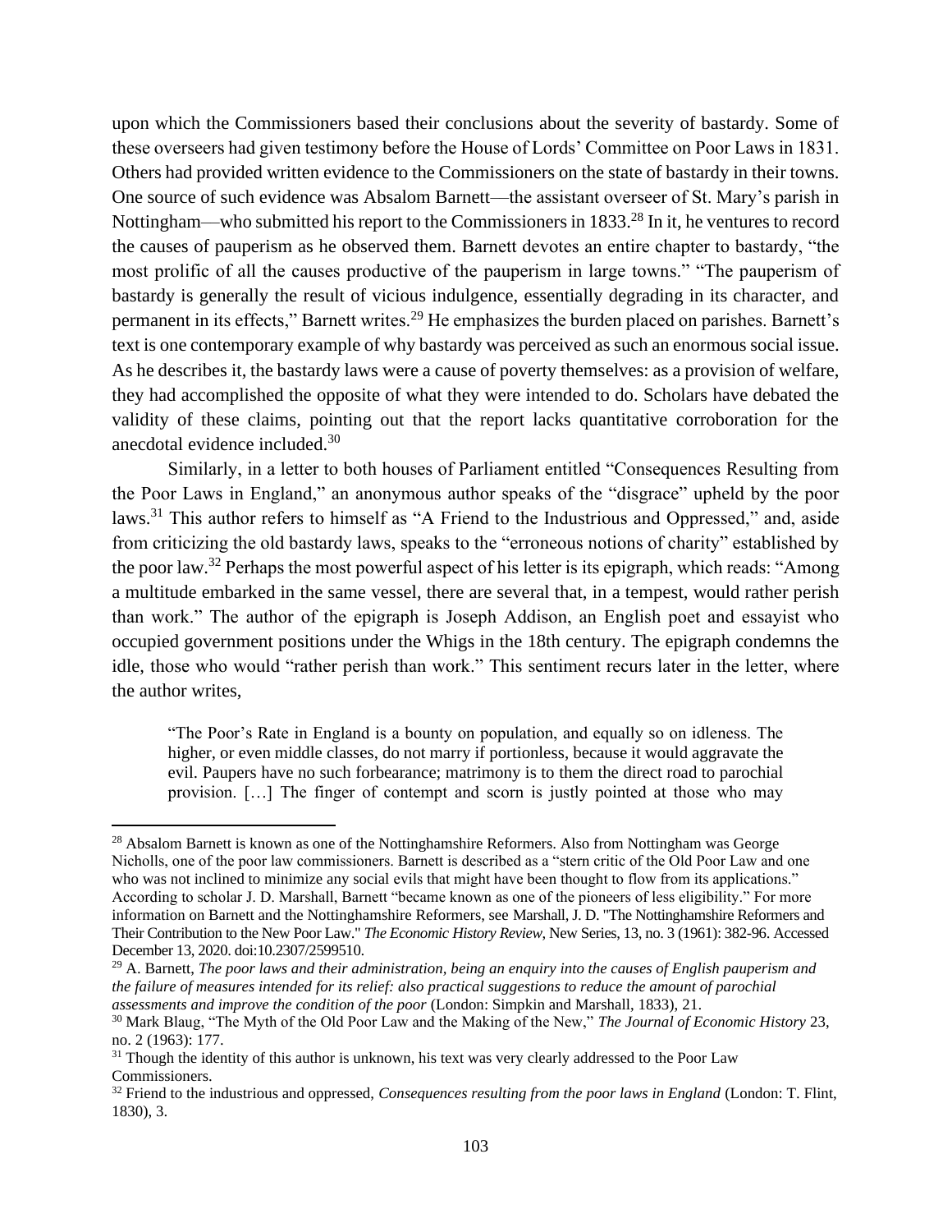upon which the Commissioners based their conclusions about the severity of bastardy. Some of these overseers had given testimony before the House of Lords' Committee on Poor Laws in 1831. Others had provided written evidence to the Commissioners on the state of bastardy in their towns. One source of such evidence was Absalom Barnett—the assistant overseer of St. Mary's parish in Nottingham—who submitted his report to the Commissioners in 1833.[28] In it, he ventures to record the causes of pauperism as he observed them. Barnett devotes an entire chapter to bastardy, "the most prolific of all the causes productive of the pauperism in large towns." "The pauperism of bastardy is generally the result of vicious indulgence, essentially degrading in its character, and permanent in its effects," Barnett writes.[29] He emphasizes the burden placed on parishes. Barnett's text is one contemporary example of why bastardy was perceived as such an enormous social issue. As he describes it, the bastardy laws were a cause of poverty themselves: as a provision of welfare, they had accomplished the opposite of what they were intended to do. Scholars have debated the validity of these claims, pointing out that the report lacks quantitative corroboration for the anecdotal evidence included.[30]

Similarly, in a letter to both houses of Parliament entitled "Consequences Resulting from the Poor Laws in England," an anonymous author speaks of the "disgrace" upheld by the poor laws.[31] This author refers to himself as "A Friend to the Industrious and Oppressed," and, aside from criticizing the old bastardy laws, speaks to the "erroneous notions of charity" established by the poor law.[32] Perhaps the most powerful aspect of his letter is its epigraph, which reads: "Among a multitude embarked in the same vessel, there are several that, in a tempest, would rather perish than work." The author of the epigraph is Joseph Addison, an English poet and essayist who occupied government positions under the Whigs in the 18th century. The epigraph condemns the idle, those who would "rather perish than work." This sentiment recurs later in the letter, where the author writes,

> "The Poor's Rate in England is a bounty on population, and equally so on idleness. The higher, or even middle classes, do not marry if portionless, because it would aggravate the evil. Paupers have no such forbearance; matrimony is to them the direct road to parochial provision. […] The finger of contempt and scorn is justly pointed at those who may

---

[28] Absalom Barnett is known as one of the Nottinghamshire Reformers. Also from Nottingham was George Nicholls, one of the poor law commissioners. Barnett is described as a "stern critic of the Old Poor Law and one who was not inclined to minimize any social evils that might have been thought to flow from its applications." According to scholar J. D. Marshall, Barnett "became known as one of the pioneers of less eligibility." For more information on Barnett and the Nottinghamshire Reformers, see Marshall, J. D. "The Nottinghamshire Reformers and Their Contribution to the New Poor Law." *The Economic History Review*, New Series, 13, no. 3 (1961): 382-96. Accessed December 13, 2020. doi:10.2307/2599510.

[29] A. Barnett, *The poor laws and their administration, being an enquiry into the causes of English pauperism and the failure of measures intended for its relief: also practical suggestions to reduce the amount of parochial assessments and improve the condition of the poor* (London: Simpkin and Marshall, 1833), 21.

[30] Mark Blaug, "The Myth of the Old Poor Law and the Making of the New," *The Journal of Economic History* 23, no. 2 (1963): 177.

[31] Though the identity of this author is unknown, his text was very clearly addressed to the Poor Law Commissioners.

[32] Friend to the industrious and oppressed, *Consequences resulting from the poor laws in England* (London: T. Flint, 1830), 3.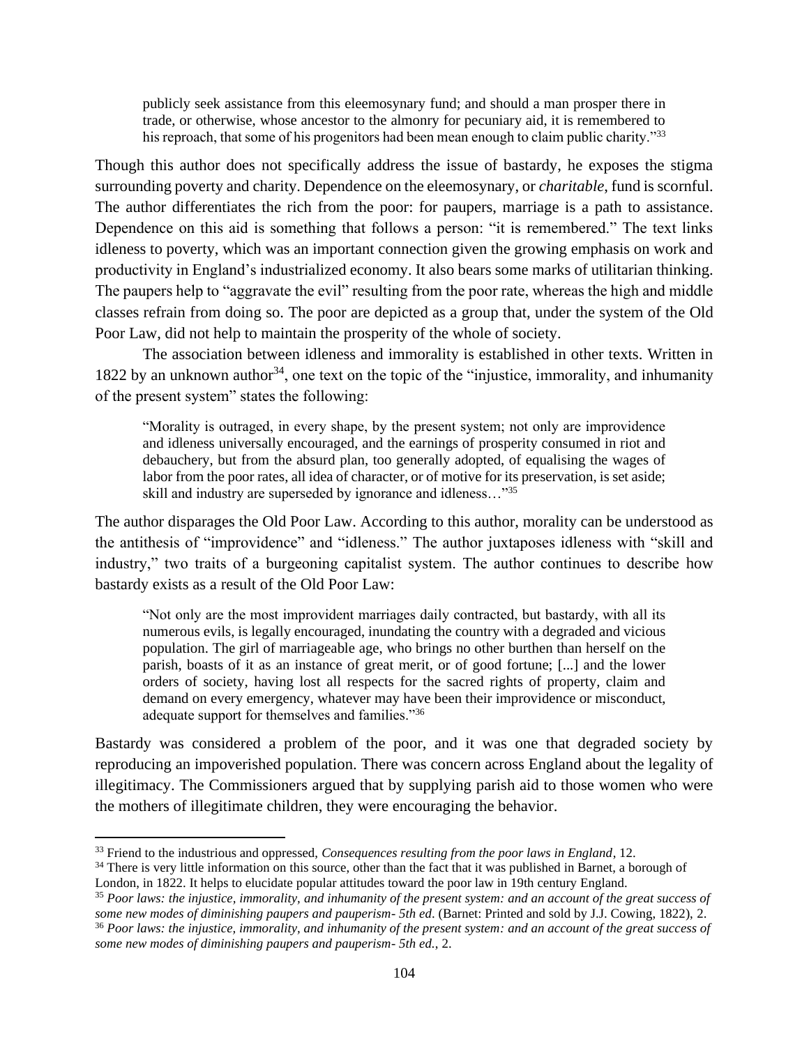> publicly seek assistance from this eleemosynary fund; and should a man prosper there in trade, or otherwise, whose ancestor to the almonry for pecuniary aid, it is remembered to his reproach, that some of his progenitors had been mean enough to claim public charity."[33]

Though this author does not specifically address the issue of bastardy, he exposes the stigma surrounding poverty and charity. Dependence on the eleemosynary, or *charitable*, fund is scornful. The author differentiates the rich from the poor: for paupers, marriage is a path to assistance. Dependence on this aid is something that follows a person: "it is remembered." The text links idleness to poverty, which was an important connection given the growing emphasis on work and productivity in England's industrialized economy. It also bears some marks of utilitarian thinking. The paupers help to "aggravate the evil" resulting from the poor rate, whereas the high and middle classes refrain from doing so. The poor are depicted as a group that, under the system of the Old Poor Law, did not help to maintain the prosperity of the whole of society.

The association between idleness and immorality is established in other texts. Written in 1822 by an unknown author[34], one text on the topic of the "injustice, immorality, and inhumanity of the present system" states the following:

> "Morality is outraged, in every shape, by the present system; not only are improvidence and idleness universally encouraged, and the earnings of prosperity consumed in riot and debauchery, but from the absurd plan, too generally adopted, of equalising the wages of labor from the poor rates, all idea of character, or of motive for its preservation, is set aside; skill and industry are superseded by ignorance and idleness…"[35]

The author disparages the Old Poor Law. According to this author, morality can be understood as the antithesis of "improvidence" and "idleness." The author juxtaposes idleness with "skill and industry," two traits of a burgeoning capitalist system. The author continues to describe how bastardy exists as a result of the Old Poor Law:

> "Not only are the most improvident marriages daily contracted, but bastardy, with all its numerous evils, is legally encouraged, inundating the country with a degraded and vicious population. The girl of marriageable age, who brings no other burthen than herself on the parish, boasts of it as an instance of great merit, or of good fortune; [...] and the lower orders of society, having lost all respects for the sacred rights of property, claim and demand on every emergency, whatever may have been their improvidence or misconduct, adequate support for themselves and families."[36]

Bastardy was considered a problem of the poor, and it was one that degraded society by reproducing an impoverished population. There was concern across England about the legality of illegitimacy. The Commissioners argued that by supplying parish aid to those women who were the mothers of illegitimate children, they were encouraging the behavior.

---

[33] Friend to the industrious and oppressed, *Consequences resulting from the poor laws in England*, 12.

[34] There is very little information on this source, other than the fact that it was published in Barnet, a borough of London, in 1822. It helps to elucidate popular attitudes toward the poor law in 19th century England.

[35] *Poor laws: the injustice, immorality, and inhumanity of the present system: and an account of the great success of some new modes of diminishing paupers and pauperism- 5th ed*. (Barnet: Printed and sold by J.J. Cowing, 1822), 2.

[36] *Poor laws: the injustice, immorality, and inhumanity of the present system: and an account of the great success of some new modes of diminishing paupers and pauperism- 5th ed.*, 2.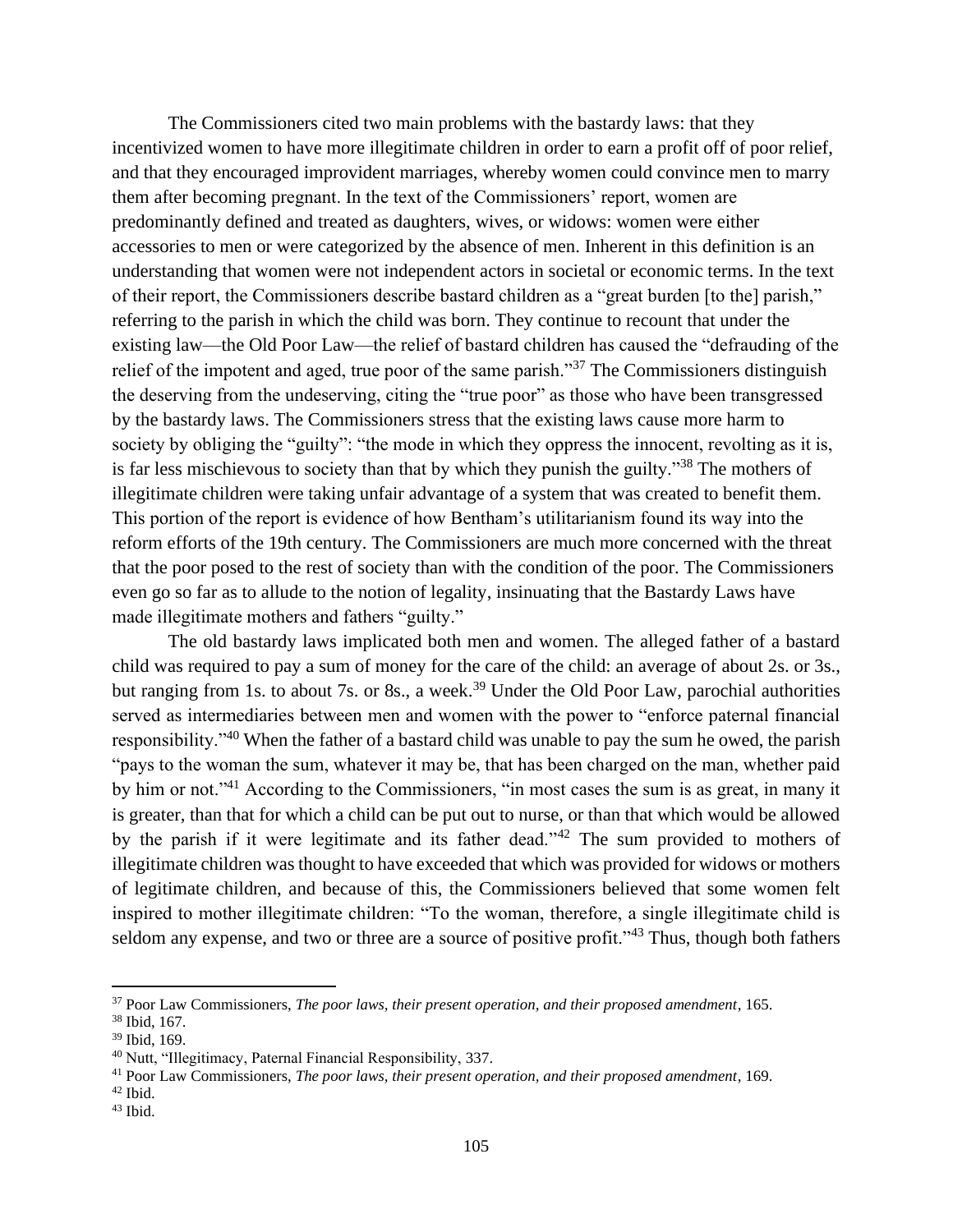The Commissioners cited two main problems with the bastardy laws: that they incentivized women to have more illegitimate children in order to earn a profit off of poor relief, and that they encouraged improvident marriages, whereby women could convince men to marry them after becoming pregnant. In the text of the Commissioners' report, women are predominantly defined and treated as daughters, wives, or widows: women were either accessories to men or were categorized by the absence of men. Inherent in this definition is an understanding that women were not independent actors in societal or economic terms. In the text of their report, the Commissioners describe bastard children as a "great burden [to the] parish," referring to the parish in which the child was born. They continue to recount that under the existing law—the Old Poor Law—the relief of bastard children has caused the "defrauding of the relief of the impotent and aged, true poor of the same parish."[37] The Commissioners distinguish the deserving from the undeserving, citing the "true poor" as those who have been transgressed by the bastardy laws. The Commissioners stress that the existing laws cause more harm to society by obliging the "guilty": "the mode in which they oppress the innocent, revolting as it is, is far less mischievous to society than that by which they punish the guilty."[38] The mothers of illegitimate children were taking unfair advantage of a system that was created to benefit them. This portion of the report is evidence of how Bentham's utilitarianism found its way into the reform efforts of the 19th century. The Commissioners are much more concerned with the threat that the poor posed to the rest of society than with the condition of the poor. The Commissioners even go so far as to allude to the notion of legality, insinuating that the Bastardy Laws have made illegitimate mothers and fathers "guilty."

The old bastardy laws implicated both men and women. The alleged father of a bastard child was required to pay a sum of money for the care of the child: an average of about 2s. or 3s., but ranging from 1s. to about 7s. or 8s., a week.[39] Under the Old Poor Law, parochial authorities served as intermediaries between men and women with the power to "enforce paternal financial responsibility."[40] When the father of a bastard child was unable to pay the sum he owed, the parish "pays to the woman the sum, whatever it may be, that has been charged on the man, whether paid by him or not."[41] According to the Commissioners, "in most cases the sum is as great, in many it is greater, than that for which a child can be put out to nurse, or than that which would be allowed by the parish if it were legitimate and its father dead."[42] The sum provided to mothers of illegitimate children was thought to have exceeded that which was provided for widows or mothers of legitimate children, and because of this, the Commissioners believed that some women felt inspired to mother illegitimate children: "To the woman, therefore, a single illegitimate child is seldom any expense, and two or three are a source of positive profit."[43] Thus, though both fathers

---

[37] Poor Law Commissioners, *The poor laws, their present operation, and their proposed amendment*, 165.

[38] Ibid, 167.

[39] Ibid, 169.

[40] Nutt, "Illegitimacy, Paternal Financial Responsibility, 337.

[41] Poor Law Commissioners, *The poor laws, their present operation, and their proposed amendment*, 169.

[42] Ibid.

[43] Ibid.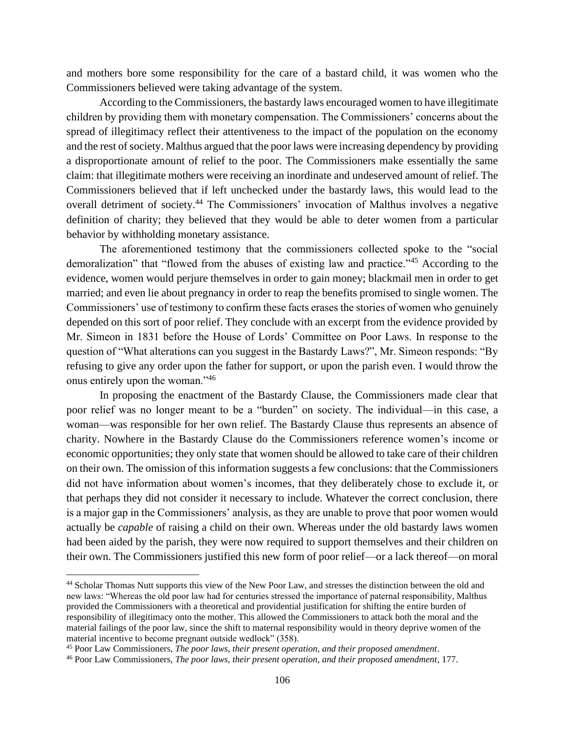and mothers bore some responsibility for the care of a bastard child, it was women who the Commissioners believed were taking advantage of the system.

According to the Commissioners, the bastardy laws encouraged women to have illegitimate children by providing them with monetary compensation. The Commissioners' concerns about the spread of illegitimacy reflect their attentiveness to the impact of the population on the economy and the rest of society. Malthus argued that the poor laws were increasing dependency by providing a disproportionate amount of relief to the poor. The Commissioners make essentially the same claim: that illegitimate mothers were receiving an inordinate and undeserved amount of relief. The Commissioners believed that if left unchecked under the bastardy laws, this would lead to the overall detriment of society.[44] The Commissioners' invocation of Malthus involves a negative definition of charity; they believed that they would be able to deter women from a particular behavior by withholding monetary assistance.

The aforementioned testimony that the commissioners collected spoke to the "social demoralization" that "flowed from the abuses of existing law and practice."[45] According to the evidence, women would perjure themselves in order to gain money; blackmail men in order to get married; and even lie about pregnancy in order to reap the benefits promised to single women. The Commissioners' use of testimony to confirm these facts erases the stories of women who genuinely depended on this sort of poor relief. They conclude with an excerpt from the evidence provided by Mr. Simeon in 1831 before the House of Lords' Committee on Poor Laws. In response to the question of "What alterations can you suggest in the Bastardy Laws?", Mr. Simeon responds: "By refusing to give any order upon the father for support, or upon the parish even. I would throw the onus entirely upon the woman."[46]

In proposing the enactment of the Bastardy Clause, the Commissioners made clear that poor relief was no longer meant to be a "burden" on society. The individual—in this case, a woman—was responsible for her own relief. The Bastardy Clause thus represents an absence of charity. Nowhere in the Bastardy Clause do the Commissioners reference women's income or economic opportunities; they only state that women should be allowed to take care of their children on their own. The omission of this information suggests a few conclusions: that the Commissioners did not have information about women's incomes, that they deliberately chose to exclude it, or that perhaps they did not consider it necessary to include. Whatever the correct conclusion, there is a major gap in the Commissioners' analysis, as they are unable to prove that poor women would actually be *capable* of raising a child on their own. Whereas under the old bastardy laws women had been aided by the parish, they were now required to support themselves and their children on their own. The Commissioners justified this new form of poor relief—or a lack thereof—on moral

---

[44] Scholar Thomas Nutt supports this view of the New Poor Law, and stresses the distinction between the old and new laws: "Whereas the old poor law had for centuries stressed the importance of paternal responsibility, Malthus provided the Commissioners with a theoretical and providential justification for shifting the entire burden of responsibility of illegitimacy onto the mother. This allowed the Commissioners to attack both the moral and the material failings of the poor law, since the shift to maternal responsibility would in theory deprive women of the material incentive to become pregnant outside wedlock" (358).

[45] Poor Law Commissioners, *The poor laws, their present operation, and their proposed amendment*.

[46] Poor Law Commissioners, *The poor laws, their present operation, and their proposed amendment*, 177.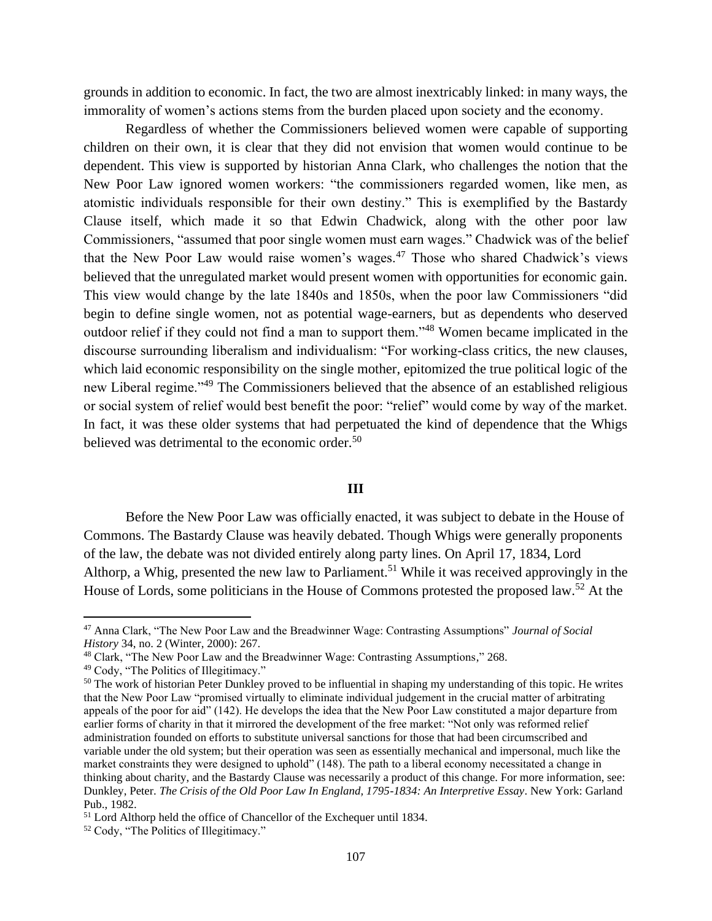grounds in addition to economic. In fact, the two are almost inextricably linked: in many ways, the immorality of women's actions stems from the burden placed upon society and the economy.

Regardless of whether the Commissioners believed women were capable of supporting children on their own, it is clear that they did not envision that women would continue to be dependent. This view is supported by historian Anna Clark, who challenges the notion that the New Poor Law ignored women workers: "the commissioners regarded women, like men, as atomistic individuals responsible for their own destiny." This is exemplified by the Bastardy Clause itself, which made it so that Edwin Chadwick, along with the other poor law Commissioners, "assumed that poor single women must earn wages." Chadwick was of the belief that the New Poor Law would raise women's wages.[47] Those who shared Chadwick's views believed that the unregulated market would present women with opportunities for economic gain. This view would change by the late 1840s and 1850s, when the poor law Commissioners "did begin to define single women, not as potential wage-earners, but as dependents who deserved outdoor relief if they could not find a man to support them."[48] Women became implicated in the discourse surrounding liberalism and individualism: "For working-class critics, the new clauses, which laid economic responsibility on the single mother, epitomized the true political logic of the new Liberal regime."[49] The Commissioners believed that the absence of an established religious or social system of relief would best benefit the poor: "relief" would come by way of the market. In fact, it was these older systems that had perpetuated the kind of dependence that the Whigs believed was detrimental to the economic order.[50]

## III

Before the New Poor Law was officially enacted, it was subject to debate in the House of Commons. The Bastardy Clause was heavily debated. Though Whigs were generally proponents of the law, the debate was not divided entirely along party lines. On April 17, 1834, Lord Althorp, a Whig, presented the new law to Parliament.[51] While it was received approvingly in the House of Lords, some politicians in the House of Commons protested the proposed law.[52] At the

---

[47] Anna Clark, "The New Poor Law and the Breadwinner Wage: Contrasting Assumptions" *Journal of Social History* 34, no. 2 (Winter, 2000): 267.

[48] Clark, "The New Poor Law and the Breadwinner Wage: Contrasting Assumptions," 268.

[49] Cody, "The Politics of Illegitimacy."

[50] The work of historian Peter Dunkley proved to be influential in shaping my understanding of this topic. He writes that the New Poor Law "promised virtually to eliminate individual judgement in the crucial matter of arbitrating appeals of the poor for aid" (142). He develops the idea that the New Poor Law constituted a major departure from earlier forms of charity in that it mirrored the development of the free market: "Not only was reformed relief administration founded on efforts to substitute universal sanctions for those that had been circumscribed and variable under the old system; but their operation was seen as essentially mechanical and impersonal, much like the market constraints they were designed to uphold" (148). The path to a liberal economy necessitated a change in thinking about charity, and the Bastardy Clause was necessarily a product of this change. For more information, see: Dunkley, Peter. *The Crisis of the Old Poor Law In England, 1795-1834: An Interpretive Essay*. New York: Garland Pub., 1982.

[51] Lord Althorp held the office of Chancellor of the Exchequer until 1834.

[52] Cody, "The Politics of Illegitimacy."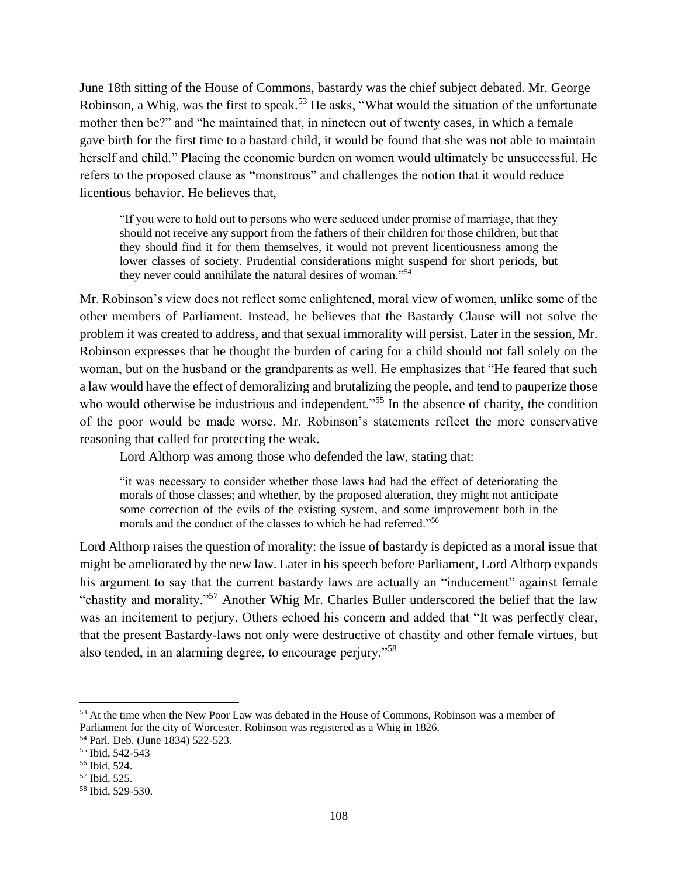June 18th sitting of the House of Commons, bastardy was the chief subject debated. Mr. George Robinson, a Whig, was the first to speak.[53] He asks, "What would the situation of the unfortunate mother then be?" and "he maintained that, in nineteen out of twenty cases, in which a female gave birth for the first time to a bastard child, it would be found that she was not able to maintain herself and child." Placing the economic burden on women would ultimately be unsuccessful. He refers to the proposed clause as "monstrous" and challenges the notion that it would reduce licentious behavior. He believes that,

> "If you were to hold out to persons who were seduced under promise of marriage, that they should not receive any support from the fathers of their children for those children, but that they should find it for them themselves, it would not prevent licentiousness among the lower classes of society. Prudential considerations might suspend for short periods, but they never could annihilate the natural desires of woman."[54]

Mr. Robinson's view does not reflect some enlightened, moral view of women, unlike some of the other members of Parliament. Instead, he believes that the Bastardy Clause will not solve the problem it was created to address, and that sexual immorality will persist. Later in the session, Mr. Robinson expresses that he thought the burden of caring for a child should not fall solely on the woman, but on the husband or the grandparents as well. He emphasizes that "He feared that such a law would have the effect of demoralizing and brutalizing the people, and tend to pauperize those who would otherwise be industrious and independent."[55] In the absence of charity, the condition of the poor would be made worse. Mr. Robinson's statements reflect the more conservative reasoning that called for protecting the weak.

Lord Althorp was among those who defended the law, stating that:

> "it was necessary to consider whether those laws had had the effect of deteriorating the morals of those classes; and whether, by the proposed alteration, they might not anticipate some correction of the evils of the existing system, and some improvement both in the morals and the conduct of the classes to which he had referred."[56]

Lord Althorp raises the question of morality: the issue of bastardy is depicted as a moral issue that might be ameliorated by the new law. Later in his speech before Parliament, Lord Althorp expands his argument to say that the current bastardy laws are actually an "inducement" against female "chastity and morality."[57] Another Whig Mr. Charles Buller underscored the belief that the law was an incitement to perjury. Others echoed his concern and added that "It was perfectly clear, that the present Bastardy-laws not only were destructive of chastity and other female virtues, but also tended, in an alarming degree, to encourage perjury."[58]

---

[53] At the time when the New Poor Law was debated in the House of Commons, Robinson was a member of Parliament for the city of Worcester. Robinson was registered as a Whig in 1826.

[54] Parl. Deb. (June 1834) 522-523.

[55] Ibid, 542-543

[56] Ibid, 524.

[57] Ibid, 525.

[58] Ibid, 529-530.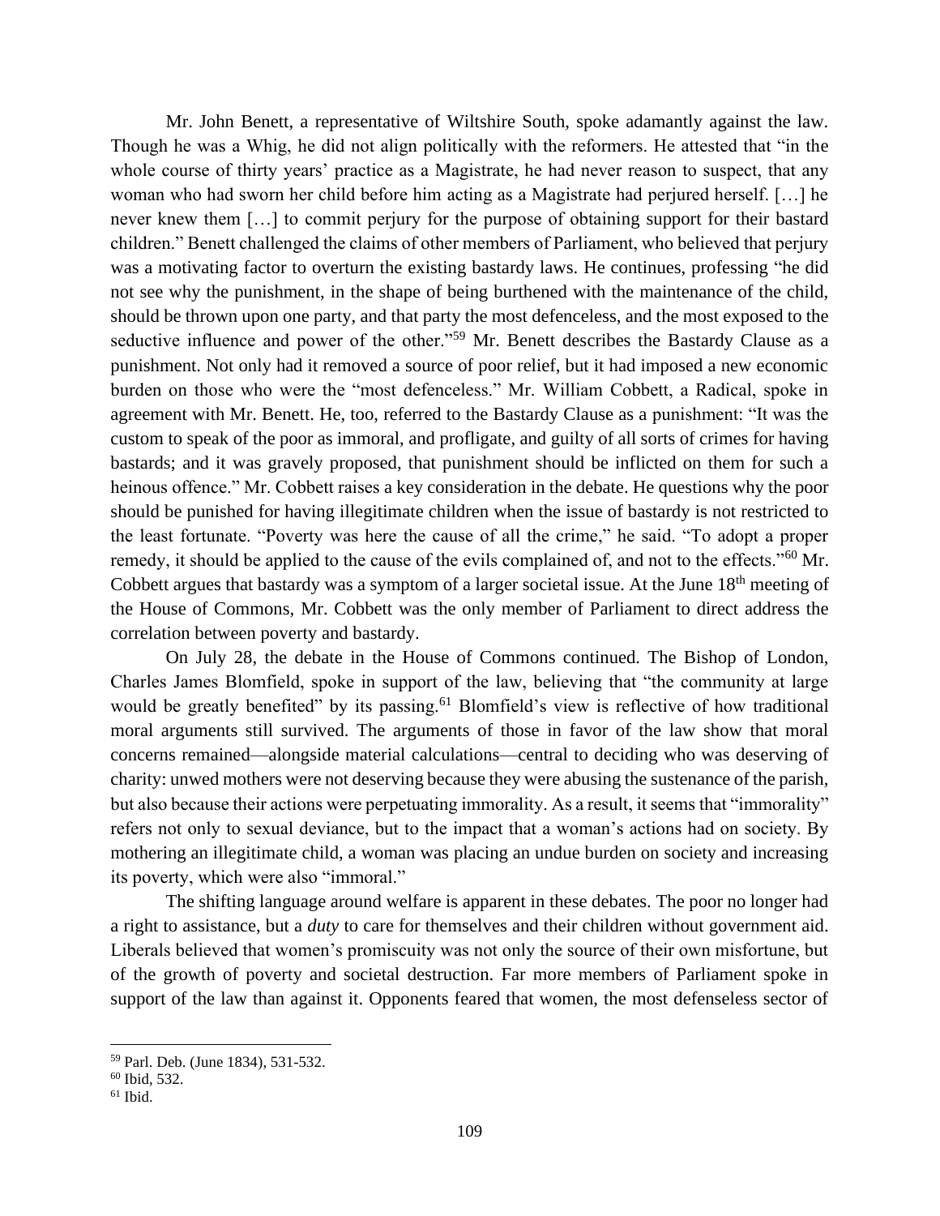Mr. John Benett, a representative of Wiltshire South, spoke adamantly against the law. Though he was a Whig, he did not align politically with the reformers. He attested that "in the whole course of thirty years' practice as a Magistrate, he had never reason to suspect, that any woman who had sworn her child before him acting as a Magistrate had perjured herself. [...] he never knew them [...] to commit perjury for the purpose of obtaining support for their bastard children." Benett challenged the claims of other members of Parliament, who believed that perjury was a motivating factor to overturn the existing bastardy laws. He continues, professing "he did not see why the punishment, in the shape of being burthened with the maintenance of the child, should be thrown upon one party, and that party the most defenceless, and the most exposed to the seductive influence and power of the other."[59] Mr. Benett describes the Bastardy Clause as a punishment. Not only had it removed a source of poor relief, but it had imposed a new economic burden on those who were the "most defenceless." Mr. William Cobbett, a Radical, spoke in agreement with Mr. Benett. He, too, referred to the Bastardy Clause as a punishment: "It was the custom to speak of the poor as immoral, and profligate, and guilty of all sorts of crimes for having bastards; and it was gravely proposed, that punishment should be inflicted on them for such a heinous offence." Mr. Cobbett raises a key consideration in the debate. He questions why the poor should be punished for having illegitimate children when the issue of bastardy is not restricted to the least fortunate. "Poverty was here the cause of all the crime," he said. "To adopt a proper remedy, it should be applied to the cause of the evils complained of, and not to the effects."[60] Mr. Cobbett argues that bastardy was a symptom of a larger societal issue. At the June 18th meeting of the House of Commons, Mr. Cobbett was the only member of Parliament to direct address the correlation between poverty and bastardy.

On July 28, the debate in the House of Commons continued. The Bishop of London, Charles James Blomfield, spoke in support of the law, believing that "the community at large would be greatly benefited" by its passing.[61] Blomfield's view is reflective of how traditional moral arguments still survived. The arguments of those in favor of the law show that moral concerns remained—alongside material calculations—central to deciding who was deserving of charity: unwed mothers were not deserving because they were abusing the sustenance of the parish, but also because their actions were perpetuating immorality. As a result, it seems that "immorality" refers not only to sexual deviance, but to the impact that a woman's actions had on society. By mothering an illegitimate child, a woman was placing an undue burden on society and increasing its poverty, which were also "immoral."

The shifting language around welfare is apparent in these debates. The poor no longer had a right to assistance, but a *duty* to care for themselves and their children without government aid. Liberals believed that women's promiscuity was not only the source of their own misfortune, but of the growth of poverty and societal destruction. Far more members of Parliament spoke in support of the law than against it. Opponents feared that women, the most defenseless sector of

---

[59] Parl. Deb. (June 1834), 531-532.

[60] Ibid, 532.

[61] Ibid.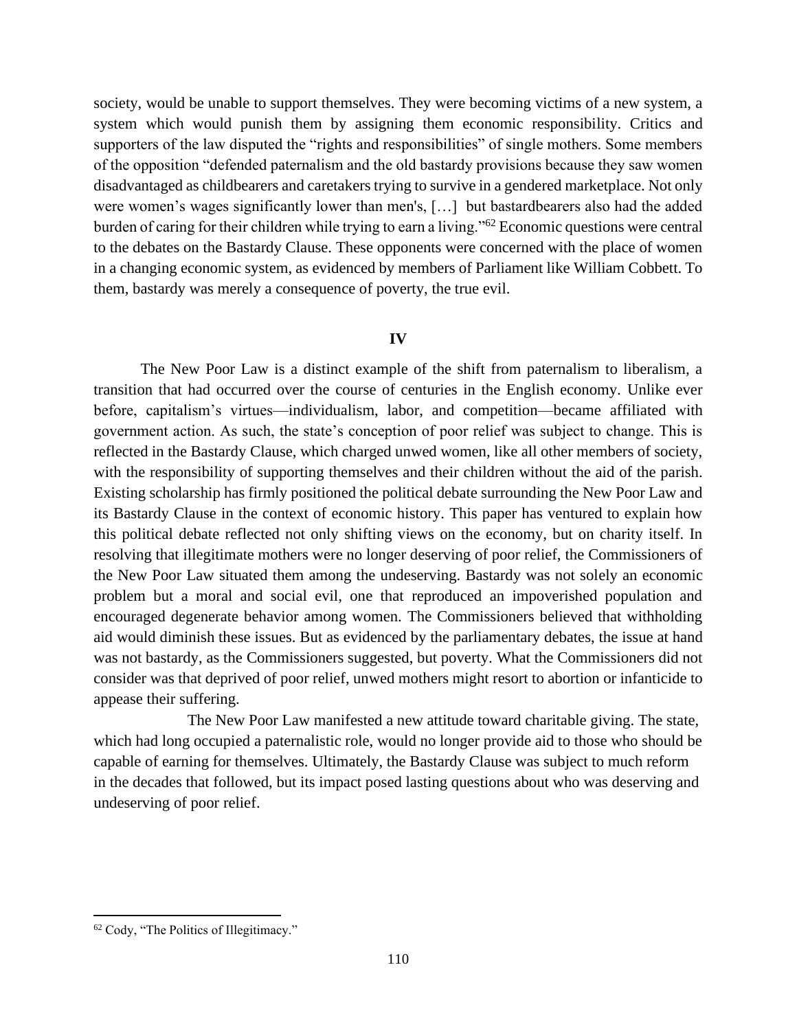society, would be unable to support themselves. They were becoming victims of a new system, a system which would punish them by assigning them economic responsibility. Critics and supporters of the law disputed the "rights and responsibilities" of single mothers. Some members of the opposition "defended paternalism and the old bastardy provisions because they saw women disadvantaged as childbearers and caretakers trying to survive in a gendered marketplace. Not only were women's wages significantly lower than men's, […] but bastardbearers also had the added burden of caring for their children while trying to earn a living."[62] Economic questions were central to the debates on the Bastardy Clause. These opponents were concerned with the place of women in a changing economic system, as evidenced by members of Parliament like William Cobbett. To them, bastardy was merely a consequence of poverty, the true evil.

## IV

The New Poor Law is a distinct example of the shift from paternalism to liberalism, a transition that had occurred over the course of centuries in the English economy. Unlike ever before, capitalism's virtues—individualism, labor, and competition—became affiliated with government action. As such, the state's conception of poor relief was subject to change. This is reflected in the Bastardy Clause, which charged unwed women, like all other members of society, with the responsibility of supporting themselves and their children without the aid of the parish. Existing scholarship has firmly positioned the political debate surrounding the New Poor Law and its Bastardy Clause in the context of economic history. This paper has ventured to explain how this political debate reflected not only shifting views on the economy, but on charity itself. In resolving that illegitimate mothers were no longer deserving of poor relief, the Commissioners of the New Poor Law situated them among the undeserving. Bastardy was not solely an economic problem but a moral and social evil, one that reproduced an impoverished population and encouraged degenerate behavior among women. The Commissioners believed that withholding aid would diminish these issues. But as evidenced by the parliamentary debates, the issue at hand was not bastardy, as the Commissioners suggested, but poverty. What the Commissioners did not consider was that deprived of poor relief, unwed mothers might resort to abortion or infanticide to appease their suffering.

The New Poor Law manifested a new attitude toward charitable giving. The state, which had long occupied a paternalistic role, would no longer provide aid to those who should be capable of earning for themselves. Ultimately, the Bastardy Clause was subject to much reform in the decades that followed, but its impact posed lasting questions about who was deserving and undeserving of poor relief.

---

[62] Cody, "The Politics of Illegitimacy."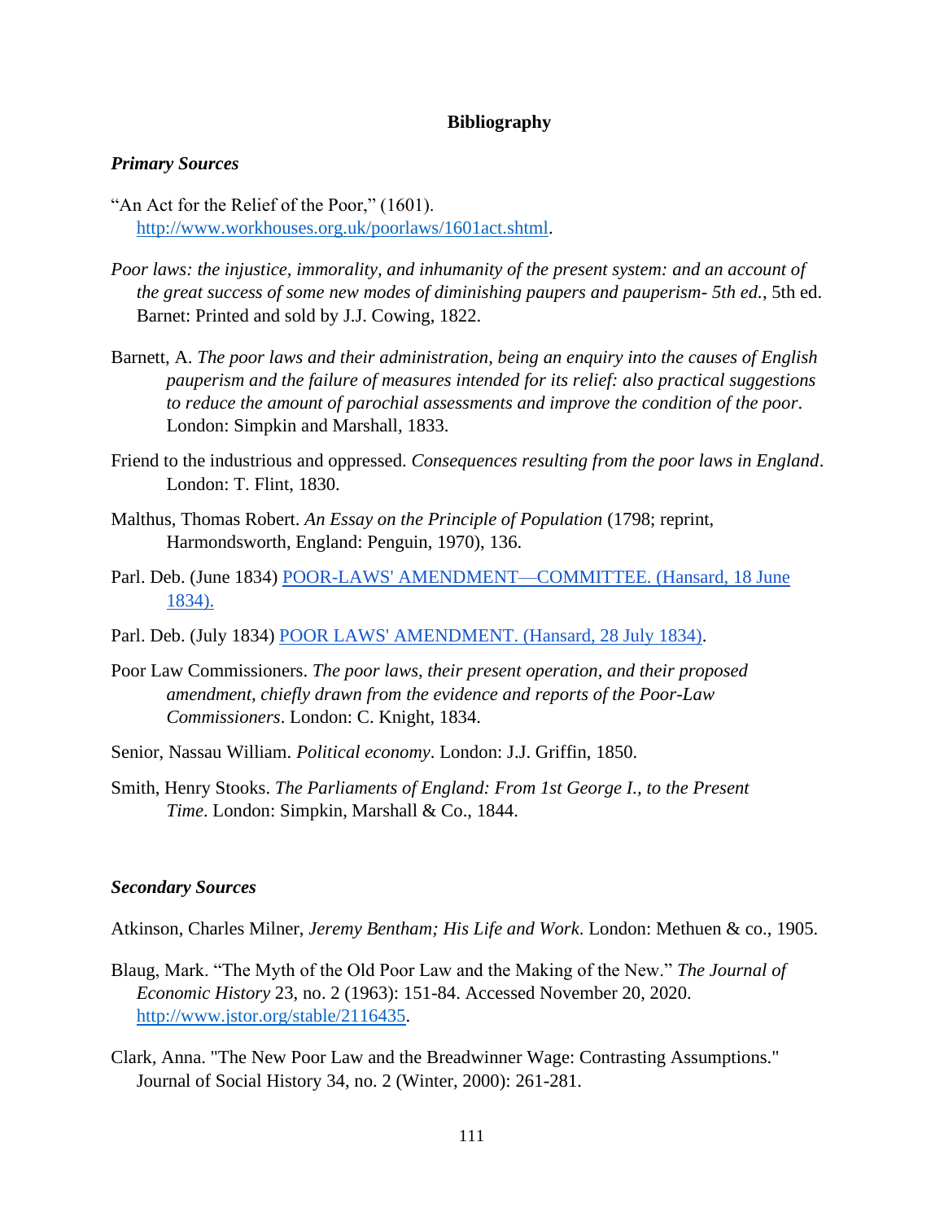## Bibliography

### *Primary Sources*

"An Act for the Relief of the Poor," (1601). http://www.workhouses.org.uk/poorlaws/1601act.shtml.

*Poor laws: the injustice, immorality, and inhumanity of the present system: and an account of the great success of some new modes of diminishing paupers and pauperism- 5th ed.*, 5th ed. Barnet: Printed and sold by J.J. Cowing, 1822.

Barnett, A. *The poor laws and their administration, being an enquiry into the causes of English pauperism and the failure of measures intended for its relief: also practical suggestions to reduce the amount of parochial assessments and improve the condition of the poor*. London: Simpkin and Marshall, 1833.

Friend to the industrious and oppressed. *Consequences resulting from the poor laws in England*. London: T. Flint, 1830.

Malthus, Thomas Robert. *An Essay on the Principle of Population* (1798; reprint, Harmondsworth, England: Penguin, 1970), 136.

Parl. Deb. (June 1834) POOR-LAWS' AMENDMENT—COMMITTEE. (Hansard, 18 June 1834).

Parl. Deb. (July 1834) POOR LAWS' AMENDMENT. (Hansard, 28 July 1834).

Poor Law Commissioners. *The poor laws, their present operation, and their proposed amendment, chiefly drawn from the evidence and reports of the Poor-Law Commissioners*. London: C. Knight, 1834.

Senior, Nassau William. *Political economy*. London: J.J. Griffin, 1850.

Smith, Henry Stooks. *The Parliaments of England: From 1st George I., to the Present Time*. London: Simpkin, Marshall & Co., 1844.

### *Secondary Sources*

Atkinson, Charles Milner, *Jeremy Bentham; His Life and Work*. London: Methuen & co., 1905.

Blaug, Mark. "The Myth of the Old Poor Law and the Making of the New." *The Journal of Economic History* 23, no. 2 (1963): 151-84. Accessed November 20, 2020. http://www.jstor.org/stable/2116435.

Clark, Anna. "The New Poor Law and the Breadwinner Wage: Contrasting Assumptions." Journal of Social History 34, no. 2 (Winter, 2000): 261-281.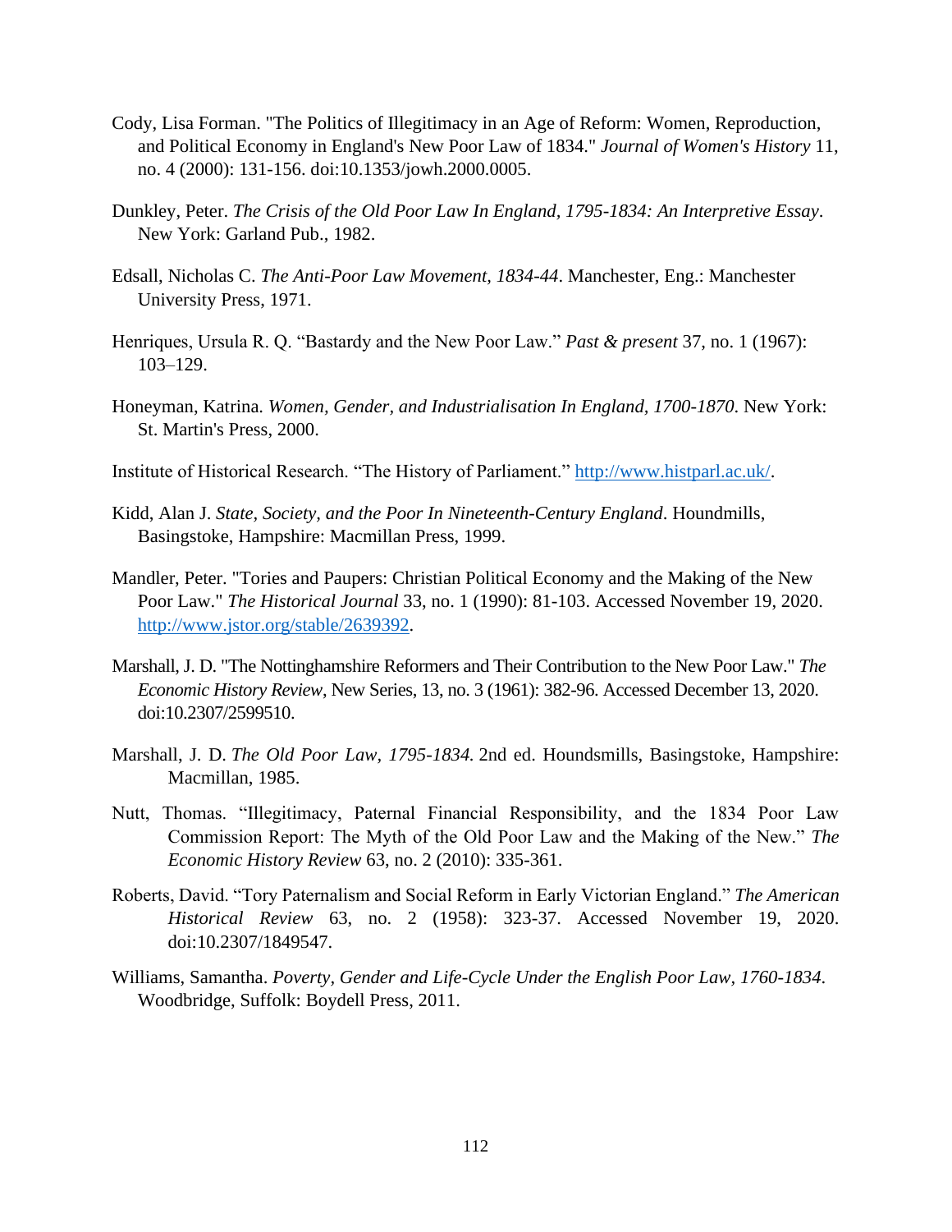Cody, Lisa Forman. "The Politics of Illegitimacy in an Age of Reform: Women, Reproduction, and Political Economy in England's New Poor Law of 1834." *Journal of Women's History* 11, no. 4 (2000): 131-156. doi:10.1353/jowh.2000.0005.

Dunkley, Peter. *The Crisis of the Old Poor Law In England, 1795-1834: An Interpretive Essay*. New York: Garland Pub., 1982.

Edsall, Nicholas C. *The Anti-Poor Law Movement, 1834-44*. Manchester, Eng.: Manchester University Press, 1971.

Henriques, Ursula R. Q. "Bastardy and the New Poor Law." *Past & present* 37, no. 1 (1967): 103–129.

Honeyman, Katrina. *Women, Gender, and Industrialisation In England, 1700-1870*. New York: St. Martin's Press, 2000.

Institute of Historical Research. "The History of Parliament." http://www.histparl.ac.uk/.

Kidd, Alan J. *State, Society, and the Poor In Nineteenth-Century England*. Houndmills, Basingstoke, Hampshire: Macmillan Press, 1999.

Mandler, Peter. "Tories and Paupers: Christian Political Economy and the Making of the New Poor Law." *The Historical Journal* 33, no. 1 (1990): 81-103. Accessed November 19, 2020. http://www.jstor.org/stable/2639392.

Marshall, J. D. "The Nottinghamshire Reformers and Their Contribution to the New Poor Law." *The Economic History Review*, New Series, 13, no. 3 (1961): 382-96. Accessed December 13, 2020. doi:10.2307/2599510.

Marshall, J. D. *The Old Poor Law, 1795-1834*. 2nd ed. Houndsmills, Basingstoke, Hampshire: Macmillan, 1985.

Nutt, Thomas. "Illegitimacy, Paternal Financial Responsibility, and the 1834 Poor Law Commission Report: The Myth of the Old Poor Law and the Making of the New." *The Economic History Review* 63, no. 2 (2010): 335-361.

Roberts, David. "Tory Paternalism and Social Reform in Early Victorian England." *The American Historical Review* 63, no. 2 (1958): 323-37. Accessed November 19, 2020. doi:10.2307/1849547.

Williams, Samantha. *Poverty, Gender and Life-Cycle Under the English Poor Law, 1760-1834*. Woodbridge, Suffolk: Boydell Press, 2011.